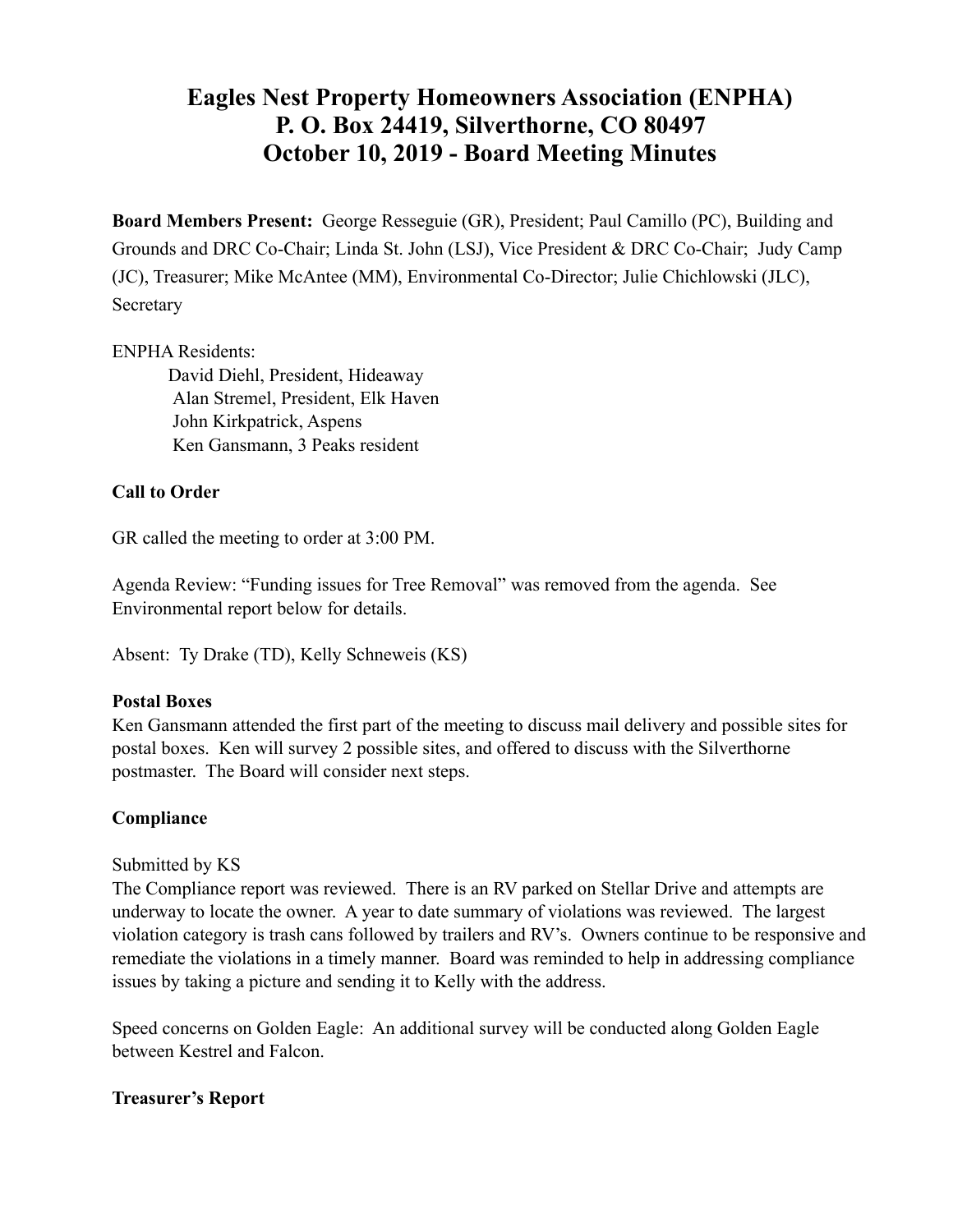# Eagles Nest Property Homeowners Association (ENPHA)
# P. O. Box 24419, Silverthorne, CO 80497
# October 10, 2019 - Board Meeting Minutes

**Board Members Present:** George Resseguie (GR), President; Paul Camillo (PC), Building and Grounds and DRC Co-Chair; Linda St. John (LSJ), Vice President & DRC Co-Chair; Judy Camp (JC), Treasurer; Mike McAntee (MM), Environmental Co-Director; Julie Chichlowski (JLC), Secretary

ENPHA Residents:

David Diehl, President, Hideaway
Alan Stremel, President, Elk Haven
John Kirkpatrick, Aspens
Ken Gansmann, 3 Peaks resident

**Call to Order**

GR called the meeting to order at 3:00 PM.

Agenda Review: "Funding issues for Tree Removal" was removed from the agenda. See Environmental report below for details.

Absent: Ty Drake (TD), Kelly Schneweis (KS)

**Postal Boxes**

Ken Gansmann attended the first part of the meeting to discuss mail delivery and possible sites for postal boxes. Ken will survey 2 possible sites, and offered to discuss with the Silverthorne postmaster. The Board will consider next steps.

**Compliance**

Submitted by KS

The Compliance report was reviewed. There is an RV parked on Stellar Drive and attempts are underway to locate the owner. A year to date summary of violations was reviewed. The largest violation category is trash cans followed by trailers and RV's. Owners continue to be responsive and remediate the violations in a timely manner. Board was reminded to help in addressing compliance issues by taking a picture and sending it to Kelly with the address.

Speed concerns on Golden Eagle: An additional survey will be conducted along Golden Eagle between Kestrel and Falcon.

**Treasurer's Report**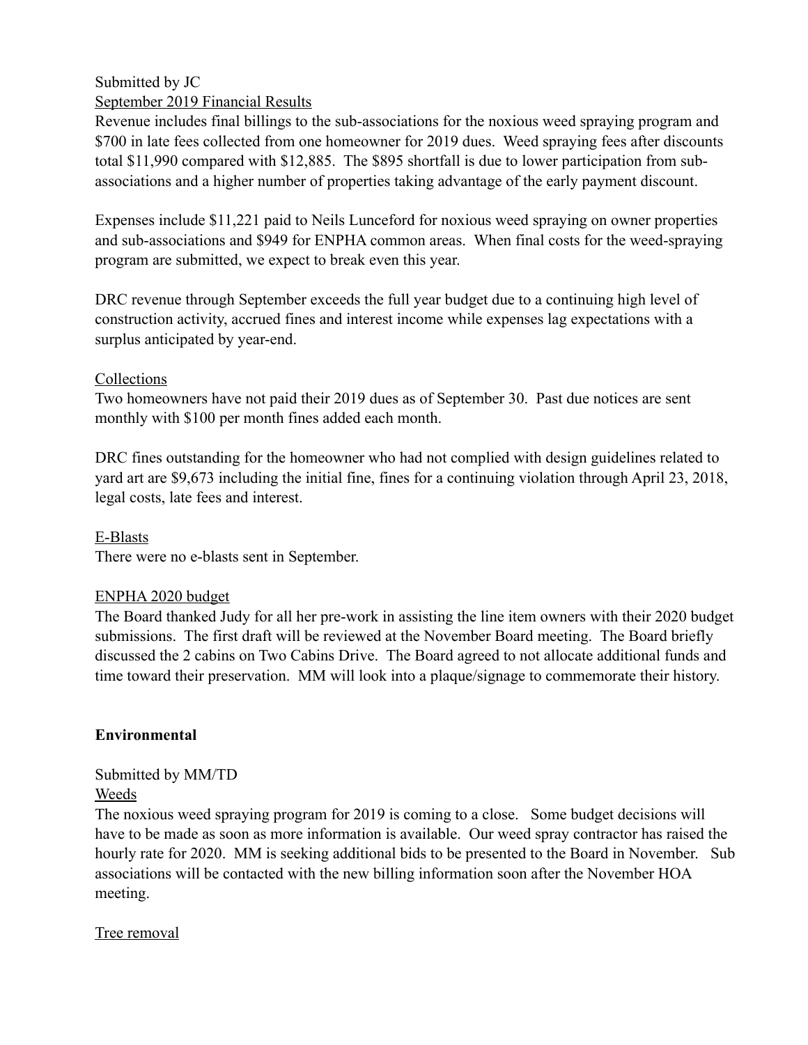Submitted by JC

September 2019 Financial Results

Revenue includes final billings to the sub-associations for the noxious weed spraying program and $700 in late fees collected from one homeowner for 2019 dues. Weed spraying fees after discounts total $11,990 compared with $12,885. The $895 shortfall is due to lower participation from sub-associations and a higher number of properties taking advantage of the early payment discount.

Expenses include $11,221 paid to Neils Lunceford for noxious weed spraying on owner properties and sub-associations and $949 for ENPHA common areas. When final costs for the weed-spraying program are submitted, we expect to break even this year.

DRC revenue through September exceeds the full year budget due to a continuing high level of construction activity, accrued fines and interest income while expenses lag expectations with a surplus anticipated by year-end.

Collections

Two homeowners have not paid their 2019 dues as of September 30. Past due notices are sent monthly with $100 per month fines added each month.

DRC fines outstanding for the homeowner who had not complied with design guidelines related to yard art are $9,673 including the initial fine, fines for a continuing violation through April 23, 2018, legal costs, late fees and interest.

E-Blasts

There were no e-blasts sent in September.

ENPHA 2020 budget

The Board thanked Judy for all her pre-work in assisting the line item owners with their 2020 budget submissions. The first draft will be reviewed at the November Board meeting. The Board briefly discussed the 2 cabins on Two Cabins Drive. The Board agreed to not allocate additional funds and time toward their preservation. MM will look into a plaque/signage to commemorate their history.

**Environmental**

Submitted by MM/TD

Weeds

The noxious weed spraying program for 2019 is coming to a close. Some budget decisions will have to be made as soon as more information is available. Our weed spray contractor has raised the hourly rate for 2020. MM is seeking additional bids to be presented to the Board in November. Sub associations will be contacted with the new billing information soon after the November HOA meeting.

Tree removal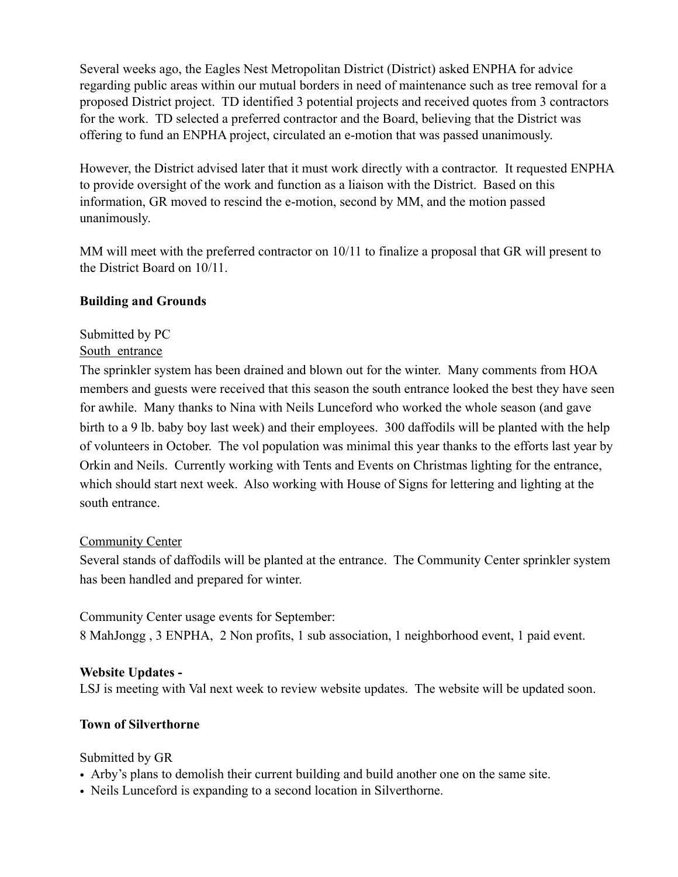Several weeks ago, the Eagles Nest Metropolitan District (District) asked ENPHA for advice regarding public areas within our mutual borders in need of maintenance such as tree removal for a proposed District project. TD identified 3 potential projects and received quotes from 3 contractors for the work. TD selected a preferred contractor and the Board, believing that the District was offering to fund an ENPHA project, circulated an e-motion that was passed unanimously.

However, the District advised later that it must work directly with a contractor. It requested ENPHA to provide oversight of the work and function as a liaison with the District. Based on this information, GR moved to rescind the e-motion, second by MM, and the motion passed unanimously.

MM will meet with the preferred contractor on 10/11 to finalize a proposal that GR will present to the District Board on 10/11.

**Building and Grounds**

Submitted by PC

South entrance

The sprinkler system has been drained and blown out for the winter. Many comments from HOA members and guests were received that this season the south entrance looked the best they have seen for awhile. Many thanks to Nina with Neils Lunceford who worked the whole season (and gave birth to a 9 lb. baby boy last week) and their employees. 300 daffodils will be planted with the help of volunteers in October. The vol population was minimal this year thanks to the efforts last year by Orkin and Neils. Currently working with Tents and Events on Christmas lighting for the entrance, which should start next week. Also working with House of Signs for lettering and lighting at the south entrance.

Community Center

Several stands of daffodils will be planted at the entrance. The Community Center sprinkler system has been handled and prepared for winter.

Community Center usage events for September:
8 MahJongg , 3 ENPHA, 2 Non profits, 1 sub association, 1 neighborhood event, 1 paid event.

**Website Updates -**
LSJ is meeting with Val next week to review website updates. The website will be updated soon.

**Town of Silverthorne**

Submitted by GR

- Arby's plans to demolish their current building and build another one on the same site.
- Neils Lunceford is expanding to a second location in Silverthorne.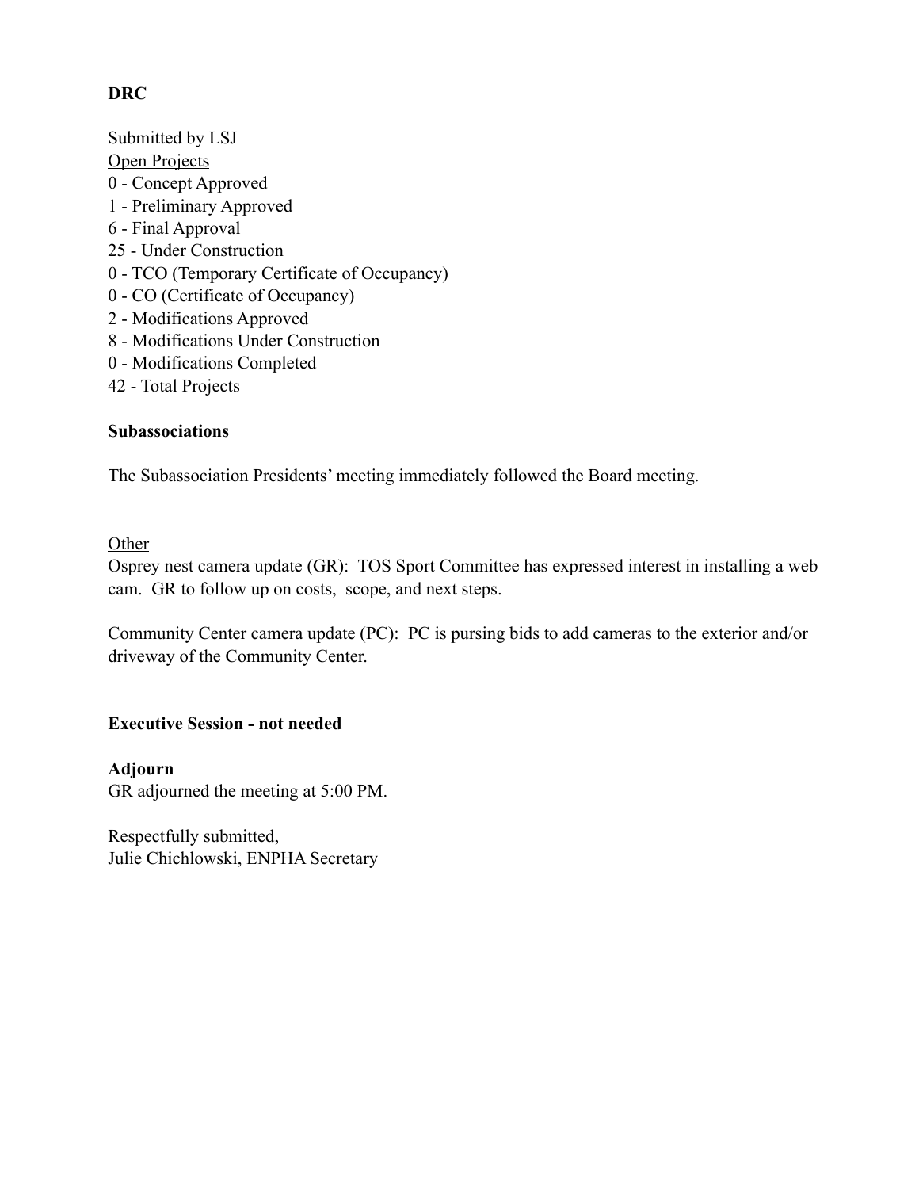**DRC**

Submitted by LSJ

Open Projects

0 - Concept Approved
1 - Preliminary Approved
6 - Final Approval
25 - Under Construction
0 - TCO (Temporary Certificate of Occupancy)
0 - CO (Certificate of Occupancy)
2 - Modifications Approved
8 - Modifications Under Construction
0 - Modifications Completed
42 - Total Projects

**Subassociations**

The Subassociation Presidents' meeting immediately followed the Board meeting.

Other

Osprey nest camera update (GR): TOS Sport Committee has expressed interest in installing a web cam. GR to follow up on costs, scope, and next steps.

Community Center camera update (PC): PC is pursing bids to add cameras to the exterior and/or driveway of the Community Center.

**Executive Session - not needed**

**Adjourn**

GR adjourned the meeting at 5:00 PM.

Respectfully submitted,
Julie Chichlowski, ENPHA Secretary